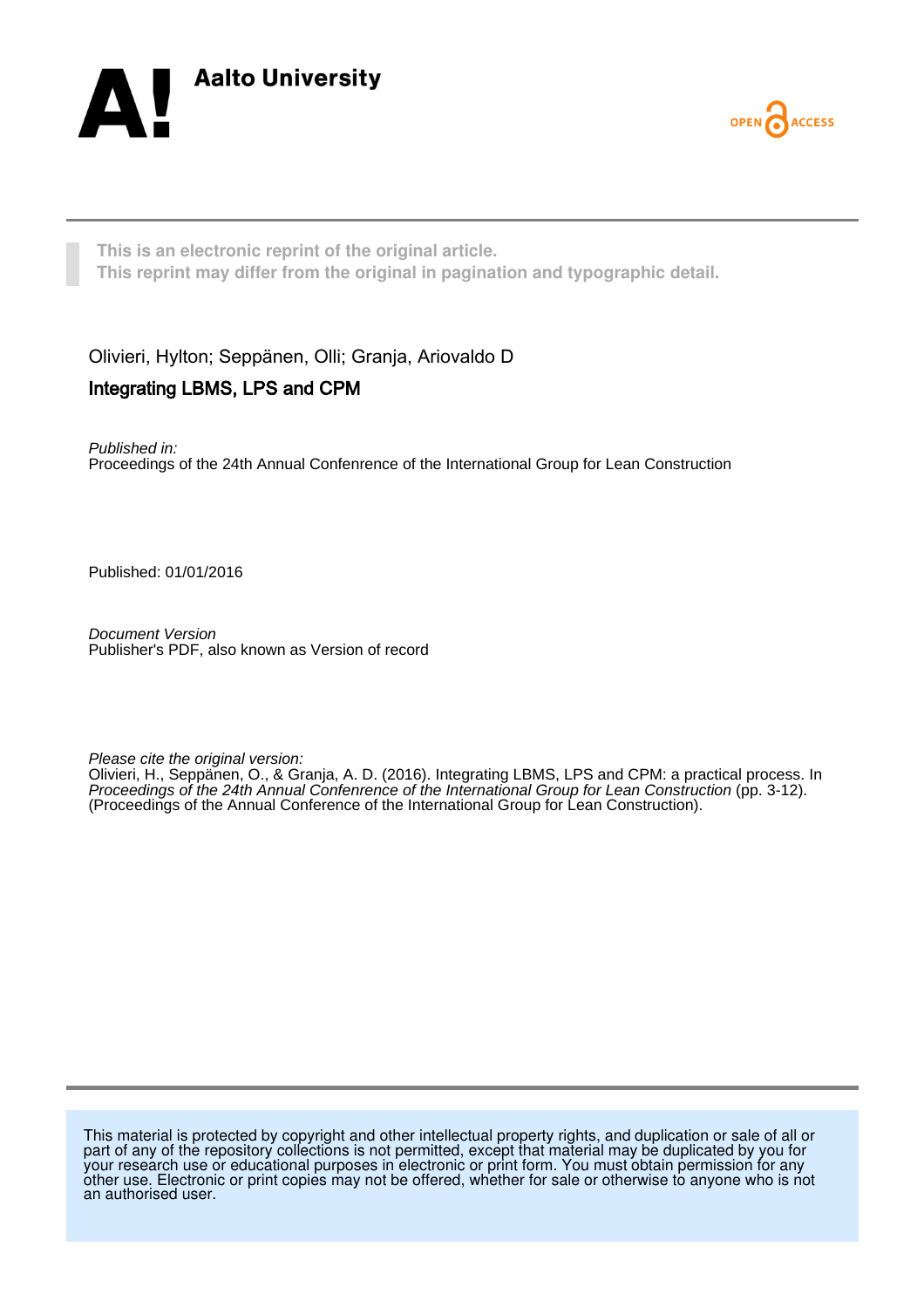Aalto University

OPEN ACCESS

**This is an electronic reprint of the original article.**
**This reprint may differ from the original in pagination and typographic detail.**

Olivieri, Hylton; Seppänen, Olli; Granja, Ariovaldo D

## Integrating LBMS, LPS and CPM

*Published in:*
Proceedings of the 24th Annual Confenrence of the International Group for Lean Construction

Published: 01/01/2016

*Document Version*
Publisher's PDF, also known as Version of record

*Please cite the original version:*
Olivieri, H., Seppänen, O., & Granja, A. D. (2016). Integrating LBMS, LPS and CPM: a practical process. In *Proceedings of the 24th Annual Confenrence of the International Group for Lean Construction* (pp. 3-12). (Proceedings of the Annual Conference of the International Group for Lean Construction).

This material is protected by copyright and other intellectual property rights, and duplication or sale of all or part of any of the repository collections is not permitted, except that material may be duplicated by you for your research use or educational purposes in electronic or print form. You must obtain permission for any other use. Electronic or print copies may not be offered, whether for sale or otherwise to anyone who is not an authorised user.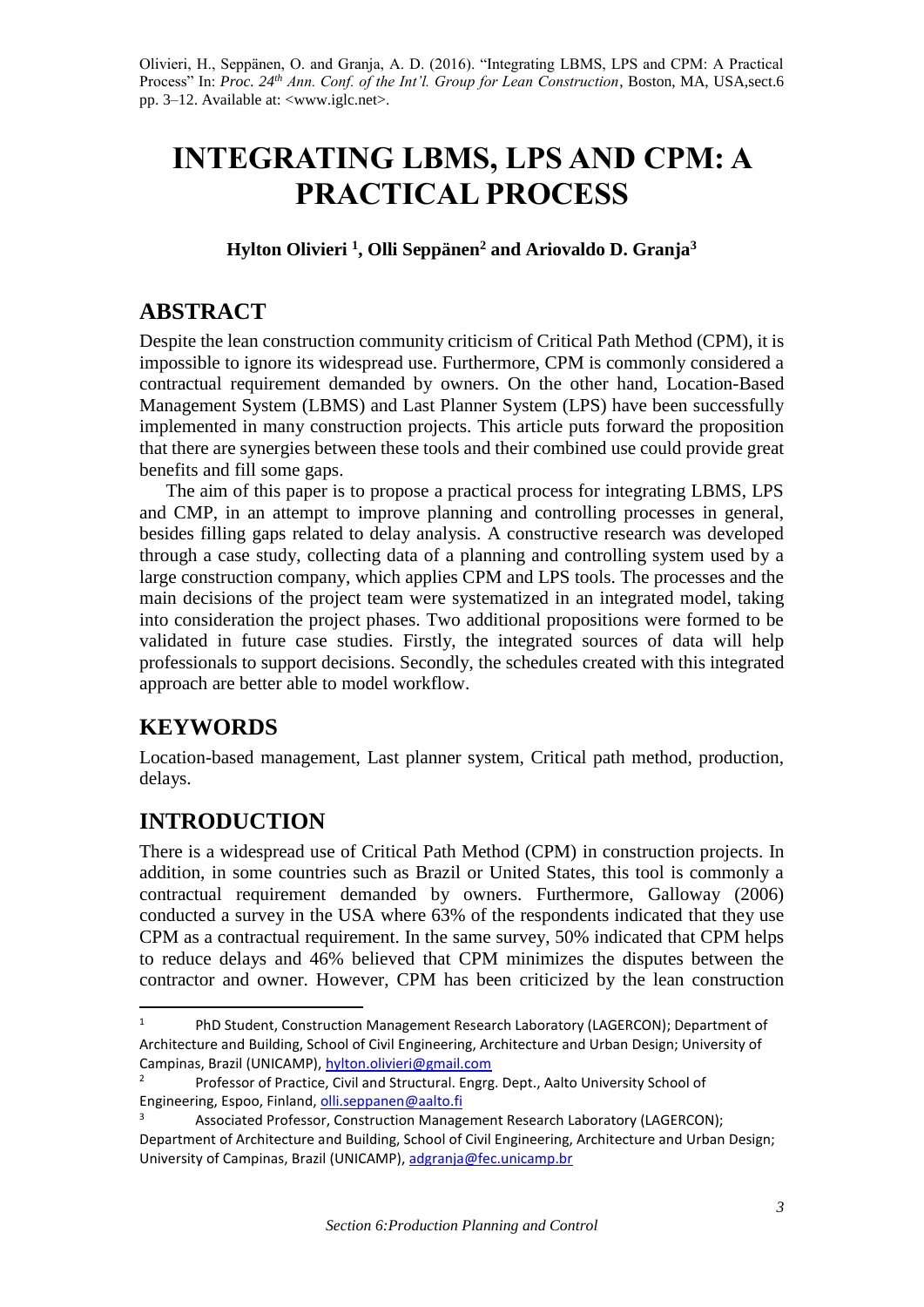# INTEGRATING LBMS, LPS AND CPM: A PRACTICAL PROCESS

**Hylton Olivieri [1], Olli Seppänen[2] and Ariovaldo D. Granja[3]**

## ABSTRACT

Despite the lean construction community criticism of Critical Path Method (CPM), it is impossible to ignore its widespread use. Furthermore, CPM is commonly considered a contractual requirement demanded by owners. On the other hand, Location-Based Management System (LBMS) and Last Planner System (LPS) have been successfully implemented in many construction projects. This article puts forward the proposition that there are synergies between these tools and their combined use could provide great benefits and fill some gaps.

The aim of this paper is to propose a practical process for integrating LBMS, LPS and CMP, in an attempt to improve planning and controlling processes in general, besides filling gaps related to delay analysis. A constructive research was developed through a case study, collecting data of a planning and controlling system used by a large construction company, which applies CPM and LPS tools. The processes and the main decisions of the project team were systematized in an integrated model, taking into consideration the project phases. Two additional propositions were formed to be validated in future case studies. Firstly, the integrated sources of data will help professionals to support decisions. Secondly, the schedules created with this integrated approach are better able to model workflow.

## KEYWORDS

Location-based management, Last planner system, Critical path method, production, delays.

## INTRODUCTION

There is a widespread use of Critical Path Method (CPM) in construction projects. In addition, in some countries such as Brazil or United States, this tool is commonly a contractual requirement demanded by owners. Furthermore, Galloway (2006) conducted a survey in the USA where 63% of the respondents indicated that they use CPM as a contractual requirement. In the same survey, 50% indicated that CPM helps to reduce delays and 46% believed that CPM minimizes the disputes between the contractor and owner. However, CPM has been criticized by the lean construction

---

[1] PhD Student, Construction Management Research Laboratory (LAGERCON); Department of Architecture and Building, School of Civil Engineering, Architecture and Urban Design; University of Campinas, Brazil (UNICAMP), hylton.olivieri@gmail.com

[2] Professor of Practice, Civil and Structural. Engrg. Dept., Aalto University School of Engineering, Espoo, Finland, olli.seppanen@aalto.fi

[3] Associated Professor, Construction Management Research Laboratory (LAGERCON); Department of Architecture and Building, School of Civil Engineering, Architecture and Urban Design; University of Campinas, Brazil (UNICAMP), adgranja@fec.unicamp.br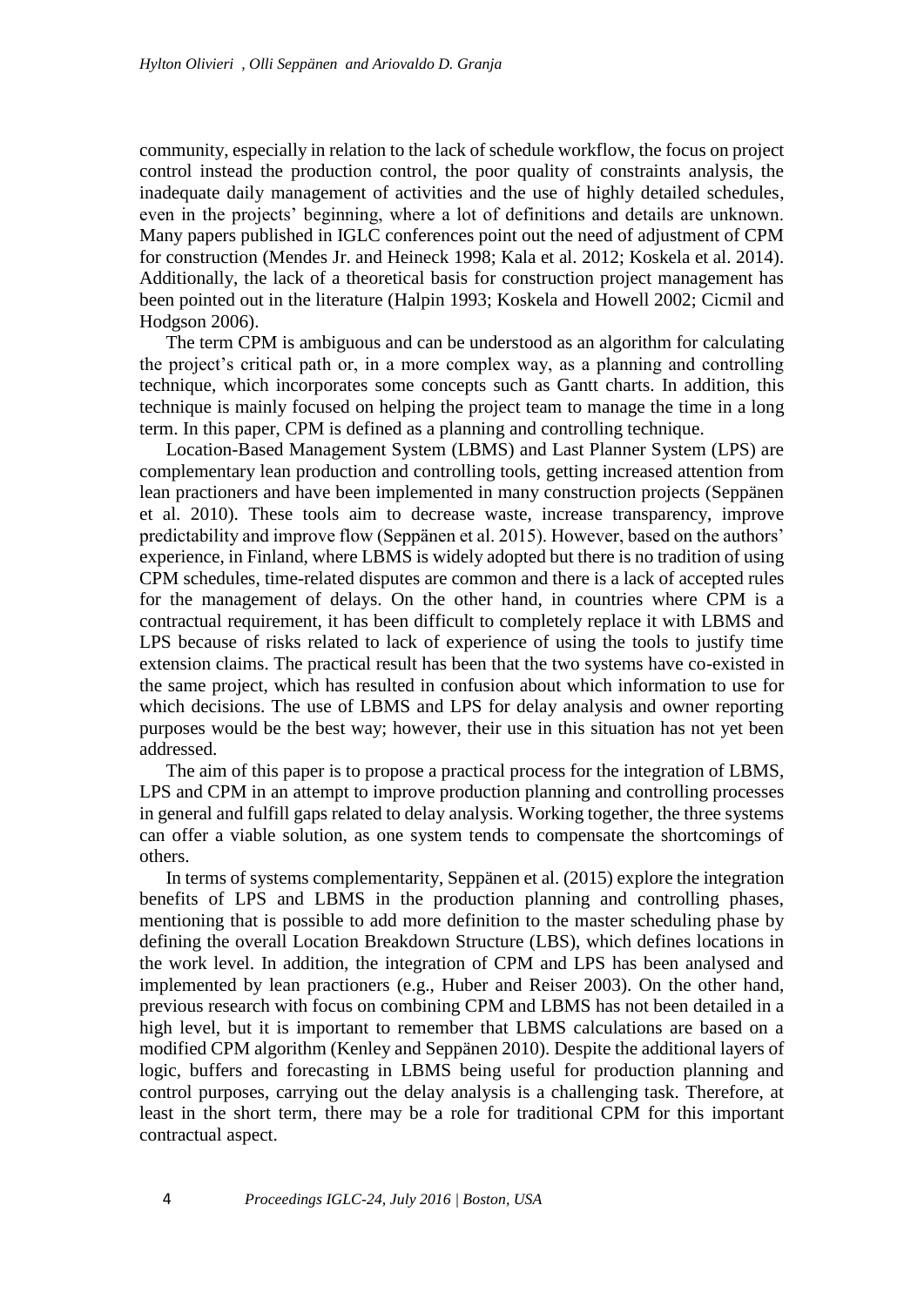community, especially in relation to the lack of schedule workflow, the focus on project control instead the production control, the poor quality of constraints analysis, the inadequate daily management of activities and the use of highly detailed schedules, even in the projects' beginning, where a lot of definitions and details are unknown. Many papers published in IGLC conferences point out the need of adjustment of CPM for construction (Mendes Jr. and Heineck 1998; Kala et al. 2012; Koskela et al. 2014). Additionally, the lack of a theoretical basis for construction project management has been pointed out in the literature (Halpin 1993; Koskela and Howell 2002; Cicmil and Hodgson 2006).

The term CPM is ambiguous and can be understood as an algorithm for calculating the project's critical path or, in a more complex way, as a planning and controlling technique, which incorporates some concepts such as Gantt charts. In addition, this technique is mainly focused on helping the project team to manage the time in a long term. In this paper, CPM is defined as a planning and controlling technique.

Location-Based Management System (LBMS) and Last Planner System (LPS) are complementary lean production and controlling tools, getting increased attention from lean practioners and have been implemented in many construction projects (Seppänen et al. 2010). These tools aim to decrease waste, increase transparency, improve predictability and improve flow (Seppänen et al. 2015). However, based on the authors' experience, in Finland, where LBMS is widely adopted but there is no tradition of using CPM schedules, time-related disputes are common and there is a lack of accepted rules for the management of delays. On the other hand, in countries where CPM is a contractual requirement, it has been difficult to completely replace it with LBMS and LPS because of risks related to lack of experience of using the tools to justify time extension claims. The practical result has been that the two systems have co-existed in the same project, which has resulted in confusion about which information to use for which decisions. The use of LBMS and LPS for delay analysis and owner reporting purposes would be the best way; however, their use in this situation has not yet been addressed.

The aim of this paper is to propose a practical process for the integration of LBMS, LPS and CPM in an attempt to improve production planning and controlling processes in general and fulfill gaps related to delay analysis. Working together, the three systems can offer a viable solution, as one system tends to compensate the shortcomings of others.

In terms of systems complementarity, Seppänen et al. (2015) explore the integration benefits of LPS and LBMS in the production planning and controlling phases, mentioning that is possible to add more definition to the master scheduling phase by defining the overall Location Breakdown Structure (LBS), which defines locations in the work level. In addition, the integration of CPM and LPS has been analysed and implemented by lean practioners (e.g., Huber and Reiser 2003). On the other hand, previous research with focus on combining CPM and LBMS has not been detailed in a high level, but it is important to remember that LBMS calculations are based on a modified CPM algorithm (Kenley and Seppänen 2010). Despite the additional layers of logic, buffers and forecasting in LBMS being useful for production planning and control purposes, carrying out the delay analysis is a challenging task. Therefore, at least in the short term, there may be a role for traditional CPM for this important contractual aspect.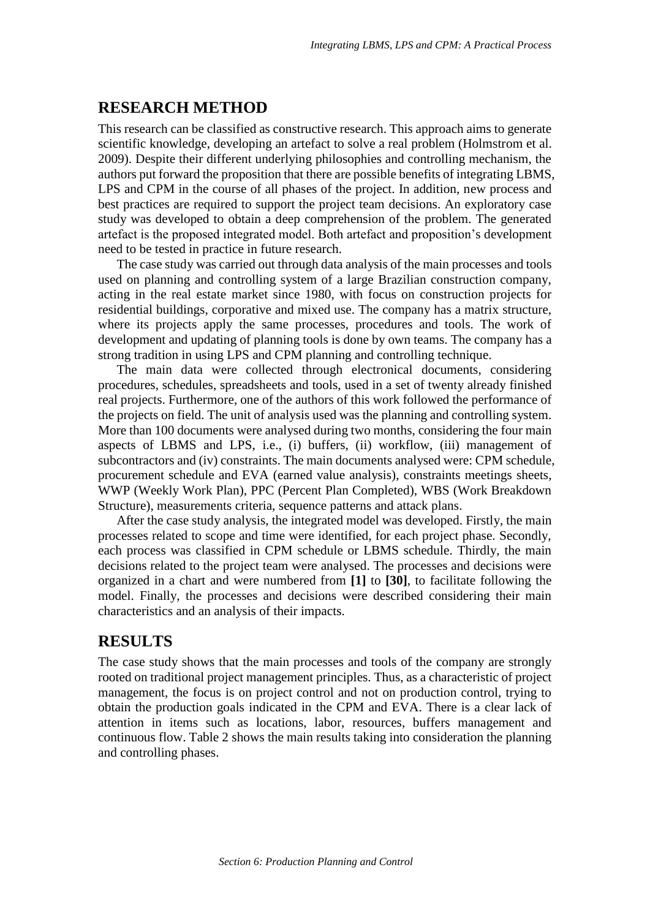## RESEARCH METHOD

This research can be classified as constructive research. This approach aims to generate scientific knowledge, developing an artefact to solve a real problem (Holmstrom et al. 2009). Despite their different underlying philosophies and controlling mechanism, the authors put forward the proposition that there are possible benefits of integrating LBMS, LPS and CPM in the course of all phases of the project. In addition, new process and best practices are required to support the project team decisions. An exploratory case study was developed to obtain a deep comprehension of the problem. The generated artefact is the proposed integrated model. Both artefact and proposition's development need to be tested in practice in future research.

The case study was carried out through data analysis of the main processes and tools used on planning and controlling system of a large Brazilian construction company, acting in the real estate market since 1980, with focus on construction projects for residential buildings, corporative and mixed use. The company has a matrix structure, where its projects apply the same processes, procedures and tools. The work of development and updating of planning tools is done by own teams. The company has a strong tradition in using LPS and CPM planning and controlling technique.

The main data were collected through electronical documents, considering procedures, schedules, spreadsheets and tools, used in a set of twenty already finished real projects. Furthermore, one of the authors of this work followed the performance of the projects on field. The unit of analysis used was the planning and controlling system. More than 100 documents were analysed during two months, considering the four main aspects of LBMS and LPS, i.e., (i) buffers, (ii) workflow, (iii) management of subcontractors and (iv) constraints. The main documents analysed were: CPM schedule, procurement schedule and EVA (earned value analysis), constraints meetings sheets, WWP (Weekly Work Plan), PPC (Percent Plan Completed), WBS (Work Breakdown Structure), measurements criteria, sequence patterns and attack plans.

After the case study analysis, the integrated model was developed. Firstly, the main processes related to scope and time were identified, for each project phase. Secondly, each process was classified in CPM schedule or LBMS schedule. Thirdly, the main decisions related to the project team were analysed. The processes and decisions were organized in a chart and were numbered from **[1]** to **[30]**, to facilitate following the model. Finally, the processes and decisions were described considering their main characteristics and an analysis of their impacts.

## RESULTS

The case study shows that the main processes and tools of the company are strongly rooted on traditional project management principles. Thus, as a characteristic of project management, the focus is on project control and not on production control, trying to obtain the production goals indicated in the CPM and EVA. There is a clear lack of attention in items such as locations, labor, resources, buffers management and continuous flow. Table 2 shows the main results taking into consideration the planning and controlling phases.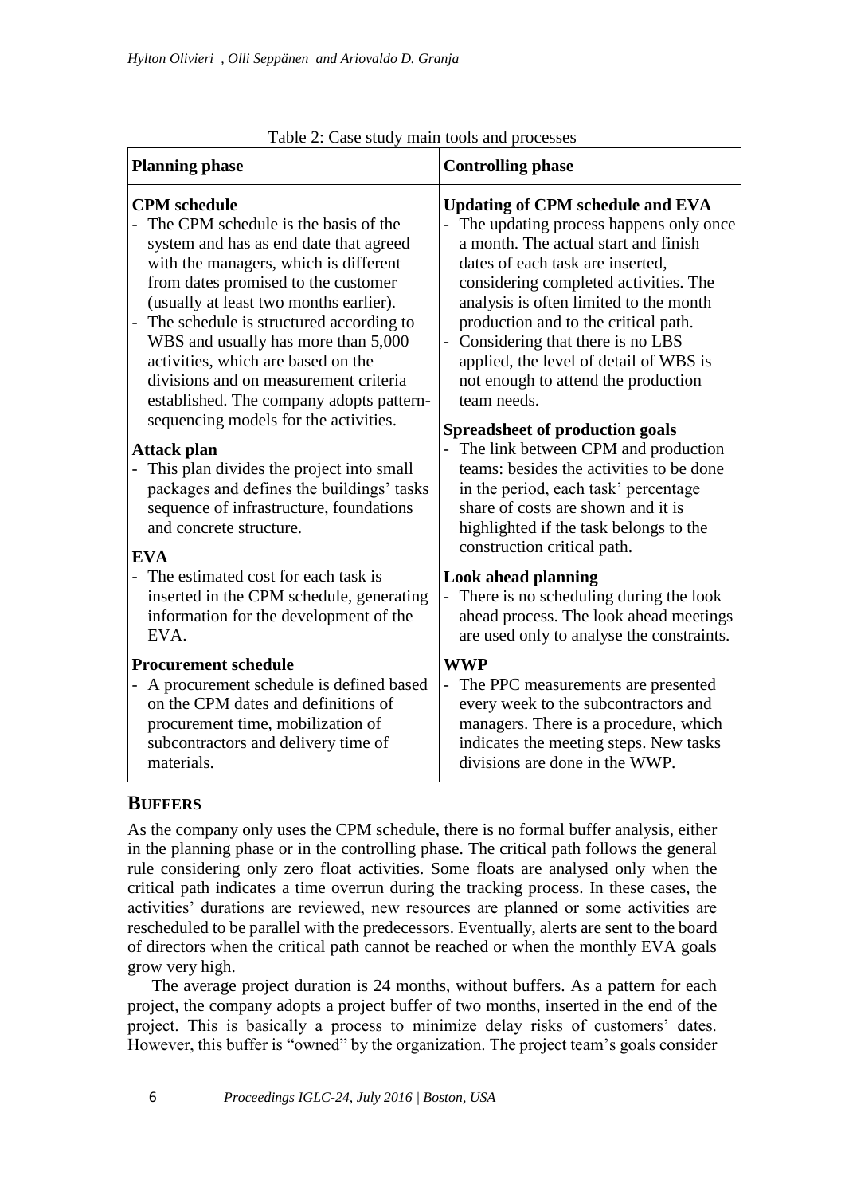Table 2: Case study main tools and processes

| Planning phase | Controlling phase |
|---|---|
| **CPM schedule**<br>- The CPM schedule is the basis of the system and has as end date that agreed with the managers, which is different from dates promised to the customer (usually at least two months earlier).<br>- The schedule is structured according to WBS and usually has more than 5,000 activities, which are based on the divisions and on measurement criteria established. The company adopts pattern-sequencing models for the activities. | **Updating of CPM schedule and EVA**<br>- The updating process happens only once a month. The actual start and finish dates of each task are inserted, considering completed activities. The analysis is often limited to the month production and to the critical path.<br>- Considering that there is no LBS applied, the level of detail of WBS is not enough to attend the production team needs. |
| **Attack plan**<br>- This plan divides the project into small packages and defines the buildings' tasks sequence of infrastructure, foundations and concrete structure. | **Spreadsheet of production goals**<br>- The link between CPM and production teams: besides the activities to be done in the period, each task' percentage share of costs are shown and it is highlighted if the task belongs to the construction critical path. |
| **EVA**<br>- The estimated cost for each task is inserted in the CPM schedule, generating information for the development of the EVA. | **Look ahead planning**<br>- There is no scheduling during the look ahead process. The look ahead meetings are used only to analyse the constraints. |
| **Procurement schedule**<br>- A procurement schedule is defined based on the CPM dates and definitions of procurement time, mobilization of subcontractors and delivery time of materials. | **WWP**<br>- The PPC measurements are presented every week to the subcontractors and managers. There is a procedure, which indicates the meeting steps. New tasks divisions are done in the WWP. |

## BUFFERS

As the company only uses the CPM schedule, there is no formal buffer analysis, either in the planning phase or in the controlling phase. The critical path follows the general rule considering only zero float activities. Some floats are analysed only when the critical path indicates a time overrun during the tracking process. In these cases, the activities' durations are reviewed, new resources are planned or some activities are rescheduled to be parallel with the predecessors. Eventually, alerts are sent to the board of directors when the critical path cannot be reached or when the monthly EVA goals grow very high.

The average project duration is 24 months, without buffers. As a pattern for each project, the company adopts a project buffer of two months, inserted in the end of the project. This is basically a process to minimize delay risks of customers' dates. However, this buffer is "owned" by the organization. The project team's goals consider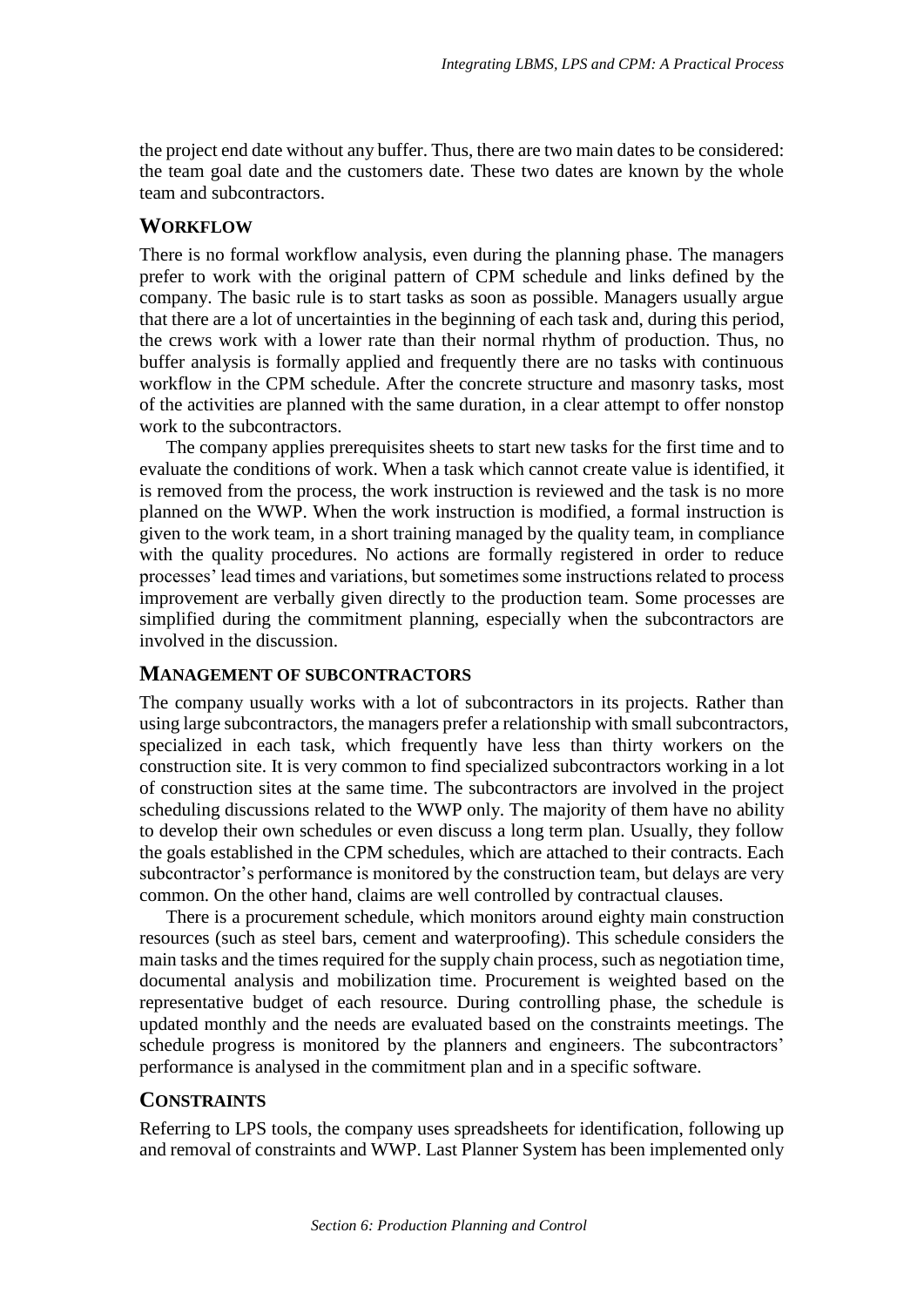the project end date without any buffer. Thus, there are two main dates to be considered: the team goal date and the customers date. These two dates are known by the whole team and subcontractors.

## WORKFLOW

There is no formal workflow analysis, even during the planning phase. The managers prefer to work with the original pattern of CPM schedule and links defined by the company. The basic rule is to start tasks as soon as possible. Managers usually argue that there are a lot of uncertainties in the beginning of each task and, during this period, the crews work with a lower rate than their normal rhythm of production. Thus, no buffer analysis is formally applied and frequently there are no tasks with continuous workflow in the CPM schedule. After the concrete structure and masonry tasks, most of the activities are planned with the same duration, in a clear attempt to offer nonstop work to the subcontractors.

The company applies prerequisites sheets to start new tasks for the first time and to evaluate the conditions of work. When a task which cannot create value is identified, it is removed from the process, the work instruction is reviewed and the task is no more planned on the WWP. When the work instruction is modified, a formal instruction is given to the work team, in a short training managed by the quality team, in compliance with the quality procedures. No actions are formally registered in order to reduce processes' lead times and variations, but sometimes some instructions related to process improvement are verbally given directly to the production team. Some processes are simplified during the commitment planning, especially when the subcontractors are involved in the discussion.

## MANAGEMENT OF SUBCONTRACTORS

The company usually works with a lot of subcontractors in its projects. Rather than using large subcontractors, the managers prefer a relationship with small subcontractors, specialized in each task, which frequently have less than thirty workers on the construction site. It is very common to find specialized subcontractors working in a lot of construction sites at the same time. The subcontractors are involved in the project scheduling discussions related to the WWP only. The majority of them have no ability to develop their own schedules or even discuss a long term plan. Usually, they follow the goals established in the CPM schedules, which are attached to their contracts. Each subcontractor's performance is monitored by the construction team, but delays are very common. On the other hand, claims are well controlled by contractual clauses.

There is a procurement schedule, which monitors around eighty main construction resources (such as steel bars, cement and waterproofing). This schedule considers the main tasks and the times required for the supply chain process, such as negotiation time, documental analysis and mobilization time. Procurement is weighted based on the representative budget of each resource. During controlling phase, the schedule is updated monthly and the needs are evaluated based on the constraints meetings. The schedule progress is monitored by the planners and engineers. The subcontractors' performance is analysed in the commitment plan and in a specific software.

## CONSTRAINTS

Referring to LPS tools, the company uses spreadsheets for identification, following up and removal of constraints and WWP. Last Planner System has been implemented only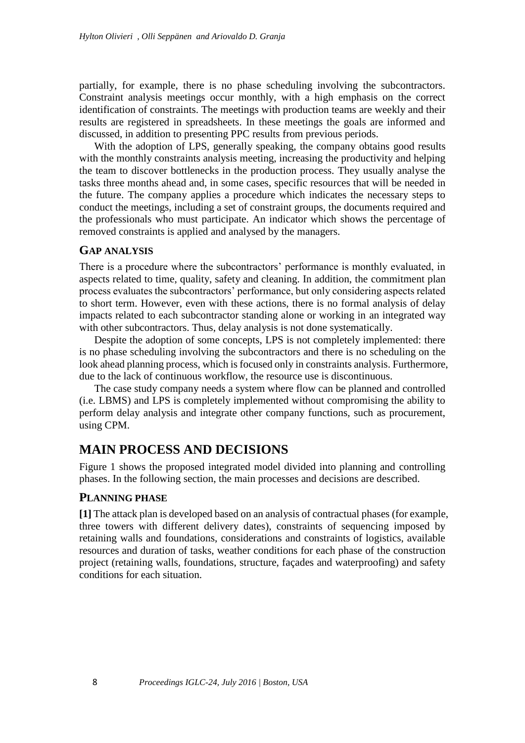partially, for example, there is no phase scheduling involving the subcontractors. Constraint analysis meetings occur monthly, with a high emphasis on the correct identification of constraints. The meetings with production teams are weekly and their results are registered in spreadsheets. In these meetings the goals are informed and discussed, in addition to presenting PPC results from previous periods.

With the adoption of LPS, generally speaking, the company obtains good results with the monthly constraints analysis meeting, increasing the productivity and helping the team to discover bottlenecks in the production process. They usually analyse the tasks three months ahead and, in some cases, specific resources that will be needed in the future. The company applies a procedure which indicates the necessary steps to conduct the meetings, including a set of constraint groups, the documents required and the professionals who must participate. An indicator which shows the percentage of removed constraints is applied and analysed by the managers.

### GAP ANALYSIS

There is a procedure where the subcontractors' performance is monthly evaluated, in aspects related to time, quality, safety and cleaning. In addition, the commitment plan process evaluates the subcontractors' performance, but only considering aspects related to short term. However, even with these actions, there is no formal analysis of delay impacts related to each subcontractor standing alone or working in an integrated way with other subcontractors. Thus, delay analysis is not done systematically.

Despite the adoption of some concepts, LPS is not completely implemented: there is no phase scheduling involving the subcontractors and there is no scheduling on the look ahead planning process, which is focused only in constraints analysis. Furthermore, due to the lack of continuous workflow, the resource use is discontinuous.

The case study company needs a system where flow can be planned and controlled (i.e. LBMS) and LPS is completely implemented without compromising the ability to perform delay analysis and integrate other company functions, such as procurement, using CPM.

## MAIN PROCESS AND DECISIONS

Figure 1 shows the proposed integrated model divided into planning and controlling phases. In the following section, the main processes and decisions are described.

### PLANNING PHASE

**[1]** The attack plan is developed based on an analysis of contractual phases (for example, three towers with different delivery dates), constraints of sequencing imposed by retaining walls and foundations, considerations and constraints of logistics, available resources and duration of tasks, weather conditions for each phase of the construction project (retaining walls, foundations, structure, façades and waterproofing) and safety conditions for each situation.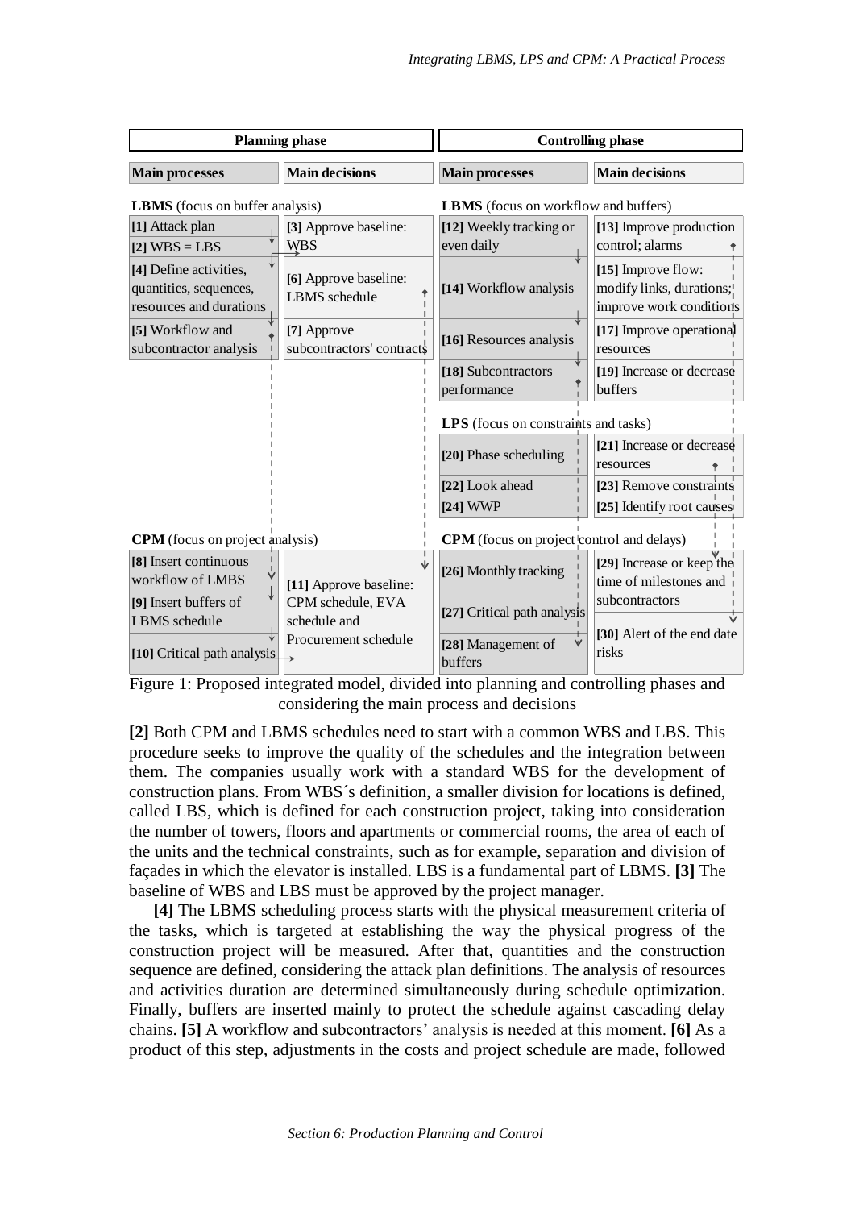| Planning phase | | Controlling phase | |
|---|---|---|---|
| **Main processes** | **Main decisions** | **Main processes** | **Main decisions** |
| **LBMS** (focus on buffer analysis) | | **LBMS** (focus on workflow and buffers) | |
| **[1]** Attack plan<br>**[2]** WBS = LBS | **[3]** Approve baseline: WBS | **[12]** Weekly tracking or even daily | **[13]** Improve production control; alarms |
| **[4]** Define activities, quantities, sequences, resources and durations | **[6]** Approve baseline: LBMS schedule | **[14]** Workflow analysis | **[15]** Improve flow: modify links, durations; improve work conditions |
| **[5]** Workflow and subcontractor analysis | **[7]** Approve subcontractors' contracts | **[16]** Resources analysis | **[17]** Improve operational resources |
| | | **[18]** Subcontractors performance | **[19]** Increase or decrease buffers |
| | | **LPS** (focus on constraints and tasks) | |
| | | **[20]** Phase scheduling | **[21]** Increase or decrease resources |
| | | **[22]** Look ahead | **[23]** Remove constraints |
| | | **[24]** WWP | **[25]** Identify root causes |
| **CPM** (focus on project analysis) | | **CPM** (focus on project control and delays) | |
| **[8]** Insert continuous workflow of LMBS | **[11]** Approve baseline: CPM schedule, EVA schedule and Procurement schedule | **[26]** Monthly tracking | **[29]** Increase or keep the time of milestones and subcontractors |
| **[9]** Insert buffers of LBMS schedule | | **[27]** Critical path analysis | |
| **[10]** Critical path analysis | | **[28]** Management of buffers | **[30]** Alert of the end date risks |

Figure 1: Proposed integrated model, divided into planning and controlling phases and considering the main process and decisions

**[2]** Both CPM and LBMS schedules need to start with a common WBS and LBS. This procedure seeks to improve the quality of the schedules and the integration between them. The companies usually work with a standard WBS for the development of construction plans. From WBS´s definition, a smaller division for locations is defined, called LBS, which is defined for each construction project, taking into consideration the number of towers, floors and apartments or commercial rooms, the area of each of the units and the technical constraints, such as for example, separation and division of façades in which the elevator is installed. LBS is a fundamental part of LBMS. **[3]** The baseline of WBS and LBS must be approved by the project manager.

**[4]** The LBMS scheduling process starts with the physical measurement criteria of the tasks, which is targeted at establishing the way the physical progress of the construction project will be measured. After that, quantities and the construction sequence are defined, considering the attack plan definitions. The analysis of resources and activities duration are determined simultaneously during schedule optimization. Finally, buffers are inserted mainly to protect the schedule against cascading delay chains. **[5]** A workflow and subcontractors' analysis is needed at this moment. **[6]** As a product of this step, adjustments in the costs and project schedule are made, followed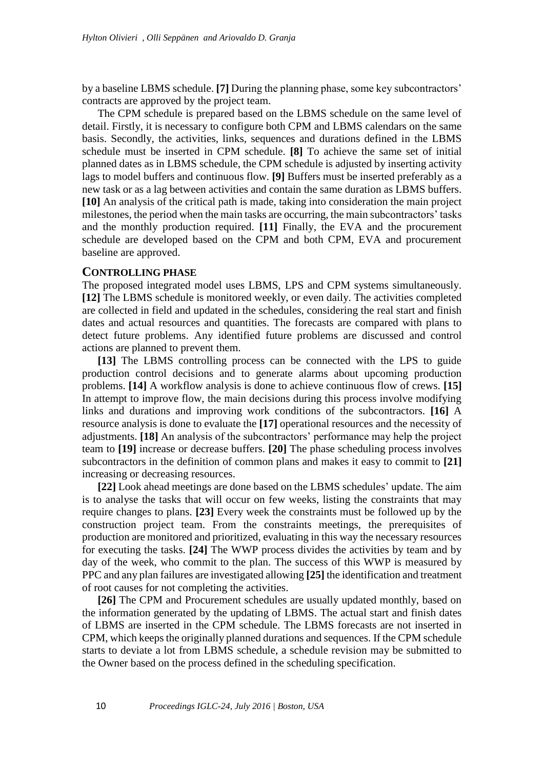by a baseline LBMS schedule. **[7]** During the planning phase, some key subcontractors' contracts are approved by the project team.

The CPM schedule is prepared based on the LBMS schedule on the same level of detail. Firstly, it is necessary to configure both CPM and LBMS calendars on the same basis. Secondly, the activities, links, sequences and durations defined in the LBMS schedule must be inserted in CPM schedule. **[8]** To achieve the same set of initial planned dates as in LBMS schedule, the CPM schedule is adjusted by inserting activity lags to model buffers and continuous flow. **[9]** Buffers must be inserted preferably as a new task or as a lag between activities and contain the same duration as LBMS buffers. **[10]** An analysis of the critical path is made, taking into consideration the main project milestones, the period when the main tasks are occurring, the main subcontractors' tasks and the monthly production required. **[11]** Finally, the EVA and the procurement schedule are developed based on the CPM and both CPM, EVA and procurement baseline are approved.

## CONTROLLING PHASE

The proposed integrated model uses LBMS, LPS and CPM systems simultaneously. **[12]** The LBMS schedule is monitored weekly, or even daily. The activities completed are collected in field and updated in the schedules, considering the real start and finish dates and actual resources and quantities. The forecasts are compared with plans to detect future problems. Any identified future problems are discussed and control actions are planned to prevent them.

**[13]** The LBMS controlling process can be connected with the LPS to guide production control decisions and to generate alarms about upcoming production problems. **[14]** A workflow analysis is done to achieve continuous flow of crews. **[15]** In attempt to improve flow, the main decisions during this process involve modifying links and durations and improving work conditions of the subcontractors. **[16]** A resource analysis is done to evaluate the **[17]** operational resources and the necessity of adjustments. **[18]** An analysis of the subcontractors' performance may help the project team to **[19]** increase or decrease buffers. **[20]** The phase scheduling process involves subcontractors in the definition of common plans and makes it easy to commit to **[21]** increasing or decreasing resources.

**[22]** Look ahead meetings are done based on the LBMS schedules' update. The aim is to analyse the tasks that will occur on few weeks, listing the constraints that may require changes to plans. **[23]** Every week the constraints must be followed up by the construction project team. From the constraints meetings, the prerequisites of production are monitored and prioritized, evaluating in this way the necessary resources for executing the tasks. **[24]** The WWP process divides the activities by team and by day of the week, who commit to the plan. The success of this WWP is measured by PPC and any plan failures are investigated allowing **[25]** the identification and treatment of root causes for not completing the activities.

**[26]** The CPM and Procurement schedules are usually updated monthly, based on the information generated by the updating of LBMS. The actual start and finish dates of LBMS are inserted in the CPM schedule. The LBMS forecasts are not inserted in CPM, which keeps the originally planned durations and sequences. If the CPM schedule starts to deviate a lot from LBMS schedule, a schedule revision may be submitted to the Owner based on the process defined in the scheduling specification.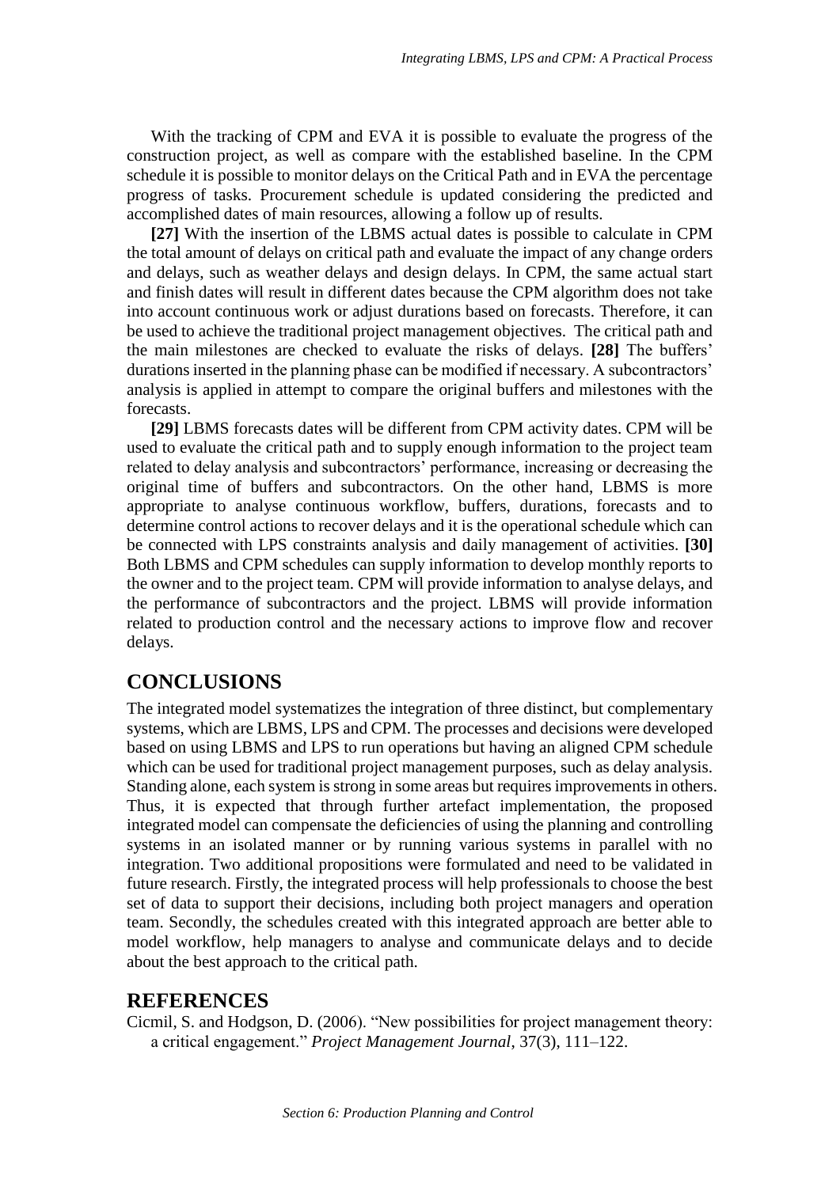With the tracking of CPM and EVA it is possible to evaluate the progress of the construction project, as well as compare with the established baseline. In the CPM schedule it is possible to monitor delays on the Critical Path and in EVA the percentage progress of tasks. Procurement schedule is updated considering the predicted and accomplished dates of main resources, allowing a follow up of results.

**[27]** With the insertion of the LBMS actual dates is possible to calculate in CPM the total amount of delays on critical path and evaluate the impact of any change orders and delays, such as weather delays and design delays. In CPM, the same actual start and finish dates will result in different dates because the CPM algorithm does not take into account continuous work or adjust durations based on forecasts. Therefore, it can be used to achieve the traditional project management objectives. The critical path and the main milestones are checked to evaluate the risks of delays. **[28]** The buffers' durations inserted in the planning phase can be modified if necessary. A subcontractors' analysis is applied in attempt to compare the original buffers and milestones with the forecasts.

**[29]** LBMS forecasts dates will be different from CPM activity dates. CPM will be used to evaluate the critical path and to supply enough information to the project team related to delay analysis and subcontractors' performance, increasing or decreasing the original time of buffers and subcontractors. On the other hand, LBMS is more appropriate to analyse continuous workflow, buffers, durations, forecasts and to determine control actions to recover delays and it is the operational schedule which can be connected with LPS constraints analysis and daily management of activities. **[30]** Both LBMS and CPM schedules can supply information to develop monthly reports to the owner and to the project team. CPM will provide information to analyse delays, and the performance of subcontractors and the project. LBMS will provide information related to production control and the necessary actions to improve flow and recover delays.

## CONCLUSIONS

The integrated model systematizes the integration of three distinct, but complementary systems, which are LBMS, LPS and CPM. The processes and decisions were developed based on using LBMS and LPS to run operations but having an aligned CPM schedule which can be used for traditional project management purposes, such as delay analysis. Standing alone, each system is strong in some areas but requires improvements in others. Thus, it is expected that through further artefact implementation, the proposed integrated model can compensate the deficiencies of using the planning and controlling systems in an isolated manner or by running various systems in parallel with no integration. Two additional propositions were formulated and need to be validated in future research. Firstly, the integrated process will help professionals to choose the best set of data to support their decisions, including both project managers and operation team. Secondly, the schedules created with this integrated approach are better able to model workflow, help managers to analyse and communicate delays and to decide about the best approach to the critical path.

## REFERENCES

Cicmil, S. and Hodgson, D. (2006). "New possibilities for project management theory: a critical engagement." *Project Management Journal*, 37(3), 111–122.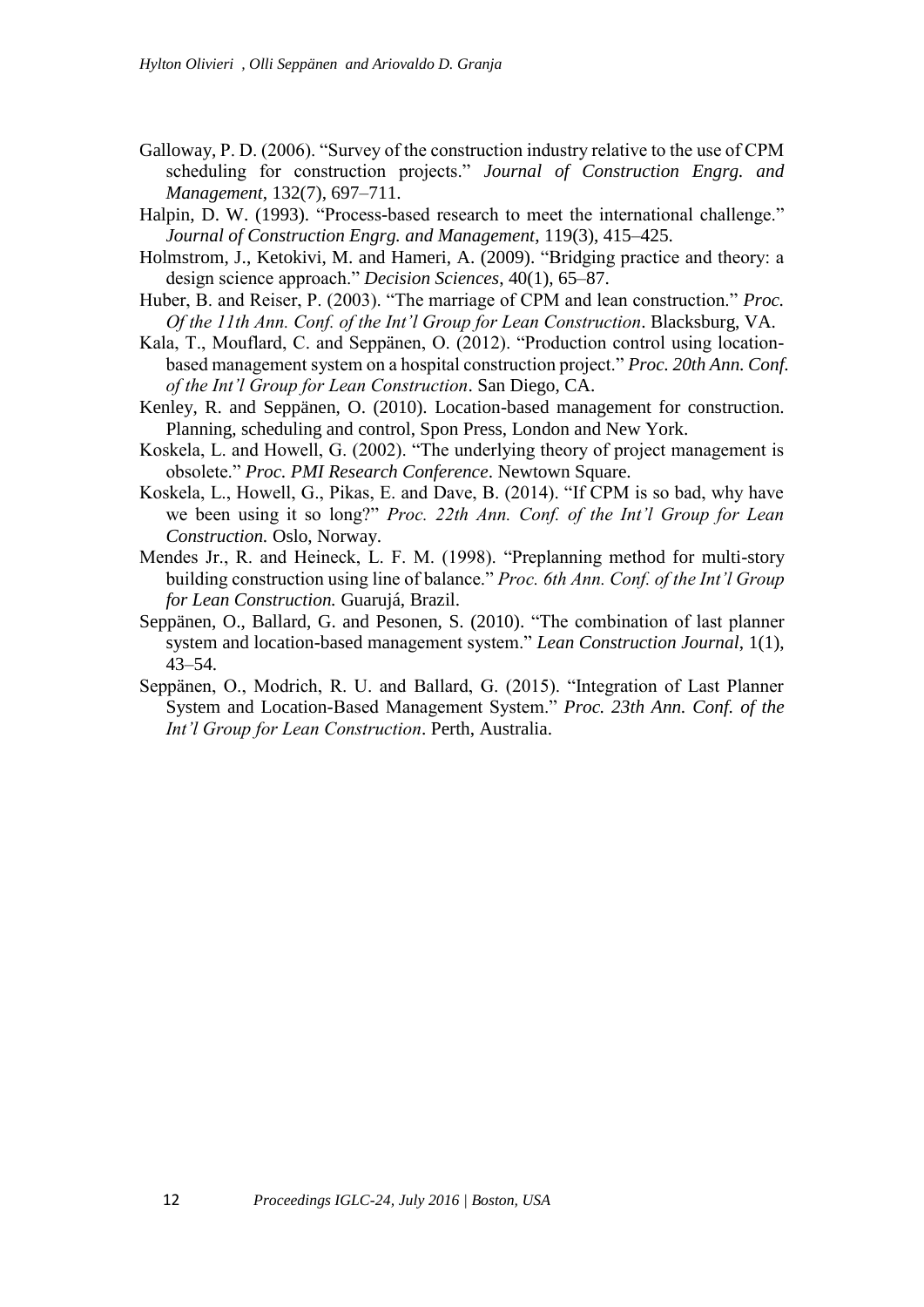Galloway, P. D. (2006). "Survey of the construction industry relative to the use of CPM scheduling for construction projects." *Journal of Construction Engrg. and Management*, 132(7), 697–711.

Halpin, D. W. (1993). "Process-based research to meet the international challenge." *Journal of Construction Engrg. and Management*, 119(3), 415–425.

Holmstrom, J., Ketokivi, M. and Hameri, A. (2009). "Bridging practice and theory: a design science approach." *Decision Sciences*, 40(1), 65–87.

Huber, B. and Reiser, P. (2003). "The marriage of CPM and lean construction." *Proc. Of the 11th Ann. Conf. of the Int'l Group for Lean Construction*. Blacksburg, VA.

Kala, T., Mouflard, C. and Seppänen, O. (2012). "Production control using location-based management system on a hospital construction project." *Proc. 20th Ann. Conf. of the Int'l Group for Lean Construction*. San Diego, CA.

Kenley, R. and Seppänen, O. (2010). Location-based management for construction. Planning, scheduling and control, Spon Press, London and New York.

Koskela, L. and Howell, G. (2002). "The underlying theory of project management is obsolete." *Proc. PMI Research Conference*. Newtown Square.

Koskela, L., Howell, G., Pikas, E. and Dave, B. (2014). "If CPM is so bad, why have we been using it so long?" *Proc. 22th Ann. Conf. of the Int'l Group for Lean Construction.* Oslo, Norway.

Mendes Jr., R. and Heineck, L. F. M. (1998). "Preplanning method for multi-story building construction using line of balance." *Proc. 6th Ann. Conf. of the Int'l Group for Lean Construction.* Guarujá, Brazil.

Seppänen, O., Ballard, G. and Pesonen, S. (2010). "The combination of last planner system and location-based management system." *Lean Construction Journal*, 1(1), 43–54.

Seppänen, O., Modrich, R. U. and Ballard, G. (2015). "Integration of Last Planner System and Location-Based Management System." *Proc. 23th Ann. Conf. of the Int'l Group for Lean Construction*. Perth, Australia.